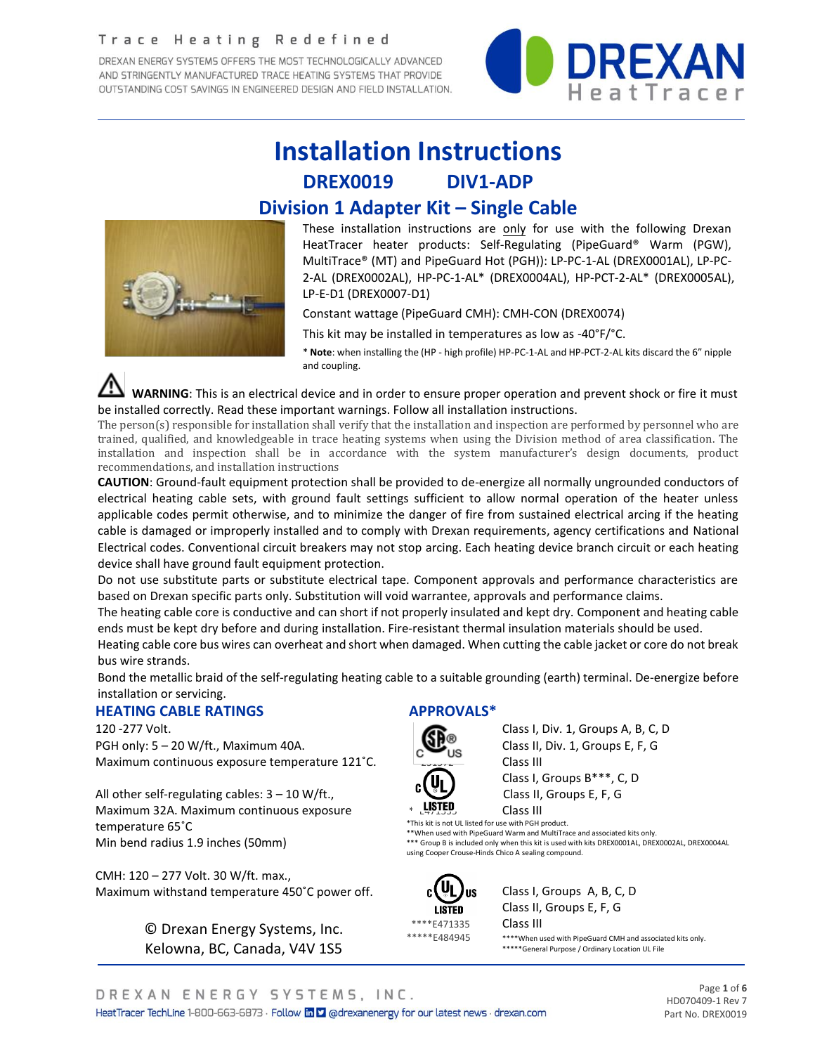Trace Heating Redefined

DREXAN ENERGY SYSTEMS OFFERS THE MOST TECHNOLOGICALLY ADVANCED AND STRINGENTLY MANUFACTURED TRACE HEATING SYSTEMS THAT PROVIDE OUTSTANDING COST SAVINGS IN ENGINEERED DESIGN AND FIELD INSTALLATION.

# Installation Instructions

## DREX0019 DIV1-ADP

## Division 1 Adapter Kit – Single Cable

These installation instructions are only for use with the following Drexan HeatTracer heater products: Self-Regulating (PipeGuard® Warm (PGW), MultiTrace® (MT) and PipeGuard Hot (PGH)): LP-PC-1-AL (DREX0001AL), LP-PC-2-AL (DREX0002AL), HP-PC-1-AL* (DREX0004AL), HP-PCT-2-AL* (DREX0005AL), LP-E-D1 (DREX0007-D1)

Constant wattage (PipeGuard CMH): CMH-CON (DREX0074)

This kit may be installed in temperatures as low as -40°F/°C.

* **Note**: when installing the (HP - high profile) HP-PC-1-AL and HP-PCT-2-AL kits discard the 6" nipple and coupling.

⚠ **WARNING**: This is an electrical device and in order to ensure proper operation and prevent shock or fire it must be installed correctly. Read these important warnings. Follow all installation instructions.

The person(s) responsible for installation shall verify that the installation and inspection are performed by personnel who are trained, qualified, and knowledgeable in trace heating systems when using the Division method of area classification. The installation and inspection shall be in accordance with the system manufacturer's design documents, product recommendations, and installation instructions

**CAUTION**: Ground-fault equipment protection shall be provided to de-energize all normally ungrounded conductors of electrical heating cable sets, with ground fault settings sufficient to allow normal operation of the heater unless applicable codes permit otherwise, and to minimize the danger of fire from sustained electrical arcing if the heating cable is damaged or improperly installed and to comply with Drexan requirements, agency certifications and National Electrical codes. Conventional circuit breakers may not stop arcing. Each heating device branch circuit or each heating device shall have ground fault equipment protection.

Do not use substitute parts or substitute electrical tape. Component approvals and performance characteristics are based on Drexan specific parts only. Substitution will void warrantee, approvals and performance claims.

The heating cable core is conductive and can short if not properly insulated and kept dry. Component and heating cable ends must be kept dry before and during installation. Fire-resistant thermal insulation materials should be used.

Heating cable core bus wires can overheat and short when damaged. When cutting the cable jacket or core do not break bus wire strands.

Bond the metallic braid of the self-regulating heating cable to a suitable grounding (earth) terminal. De-energize before installation or servicing.

### HEATING CABLE RATINGS

120 -277 Volt.
PGH only: 5 – 20 W/ft., Maximum 40A.
Maximum continuous exposure temperature 121˚C.

All other self-regulating cables: 3 – 10 W/ft., Maximum 32A. Maximum continuous exposure temperature 65˚C
Min bend radius 1.9 inches (50mm)

CMH: 120 – 277 Volt. 30 W/ft. max.,
Maximum withstand temperature 450˚C power off.

© Drexan Energy Systems, Inc.
Kelowna, BC, Canada, V4V 1S5

### APPROVALS*

CSA (C US) 231372:
Class I, Div. 1, Groups A, B, C, D
Class II, Div. 1, Groups E, F, G
Class III

* c UL LISTED E471335:
Class I, Groups B***, C, D
Class II, Groups E, F, G
Class III

*This kit is not UL listed for use with PGH product.
**When used with PipeGuard Warm and MultiTrace and associated kits only.
*** Group B is included only when this kit is used with kits DREX0001AL, DREX0002AL, DREX0004AL using Cooper Crouse-Hinds Chico A sealing compound.

c UL us LISTED ****E471335 *****E484945:
Class I, Groups A, B, C, D
Class II, Groups E, F, G
Class III

****When used with PipeGuard CMH and associated kits only.
*****General Purpose / Ordinary Location UL File

DREXAN ENERGY SYSTEMS, INC.
HeatTracer TechLine 1-800-663-6873 · Follow @drexanenergy for our latest news · drexan.com

HD070409-1 Rev 7
Part No. DREX0019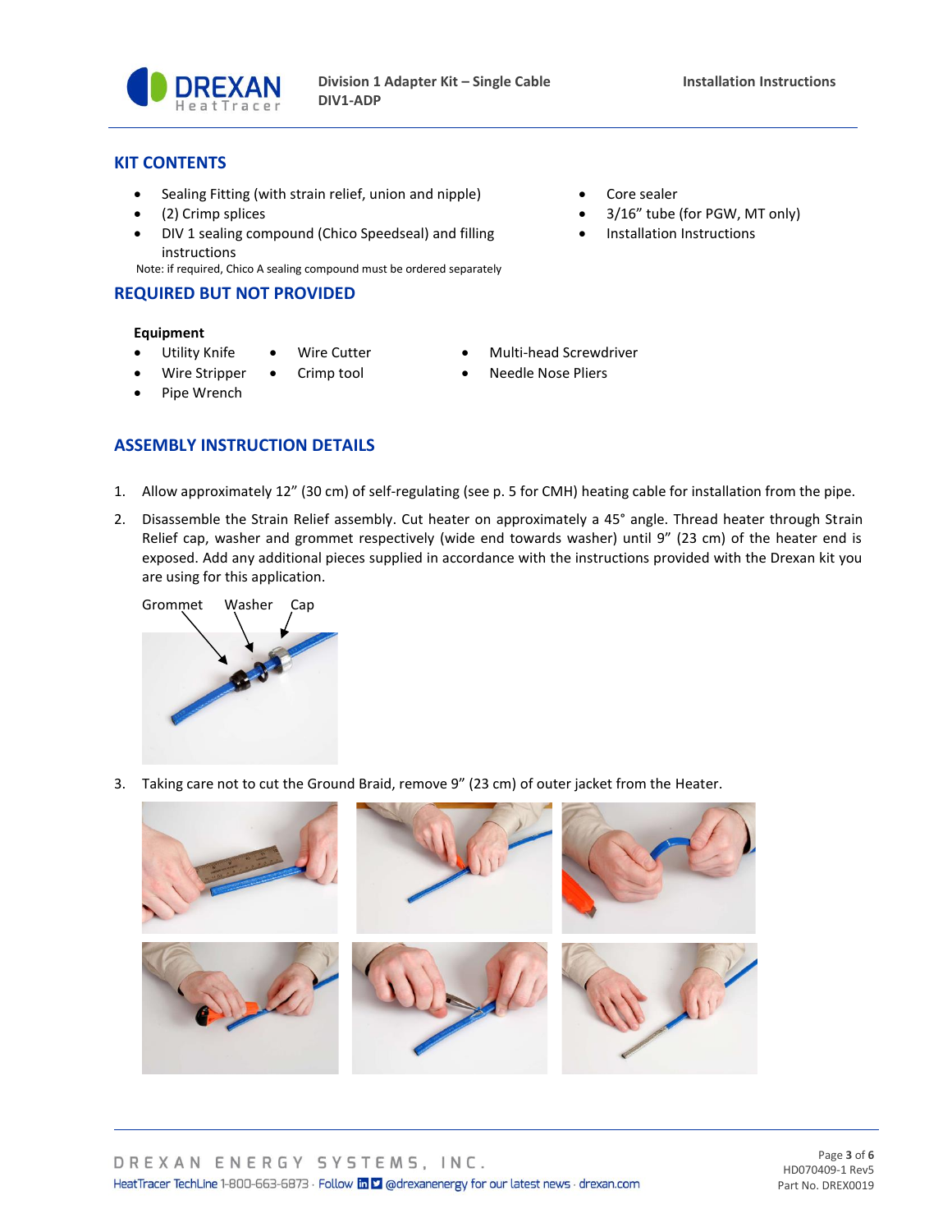## KIT CONTENTS

- Sealing Fitting (with strain relief, union and nipple)
- (2) Crimp splices
- DIV 1 sealing compound (Chico Speedseal) and filling instructions

Note: if required, Chico A sealing compound must be ordered separately

- Core sealer
- 3/16" tube (for PGW, MT only)
- Installation Instructions

## REQUIRED BUT NOT PROVIDED

**Equipment**

- Utility Knife
- Wire Stripper
- Pipe Wrench
- Wire Cutter
- Crimp tool
- Multi-head Screwdriver
- Needle Nose Pliers

## ASSEMBLY INSTRUCTION DETAILS

1. Allow approximately 12" (30 cm) of self-regulating (see p. 5 for CMH) heating cable for installation from the pipe.
2. Disassemble the Strain Relief assembly. Cut heater on approximately a 45° angle. Thread heater through Strain Relief cap, washer and grommet respectively (wide end towards washer) until 9" (23 cm) of the heater end is exposed. Add any additional pieces supplied in accordance with the instructions provided with the Drexan kit you are using for this application.

Grommet Washer Cap

3. Taking care not to cut the Ground Braid, remove 9" (23 cm) of outer jacket from the Heater.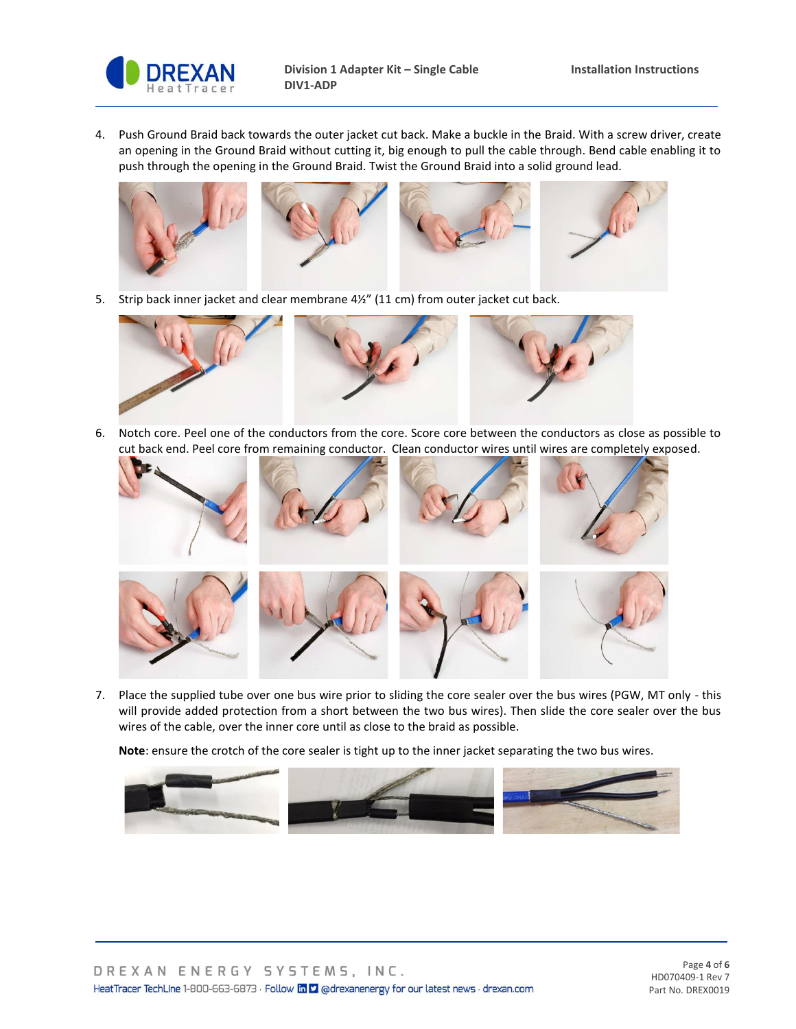4. Push Ground Braid back towards the outer jacket cut back. Make a buckle in the Braid. With a screw driver, create an opening in the Ground Braid without cutting it, big enough to pull the cable through. Bend cable enabling it to push through the opening in the Ground Braid. Twist the Ground Braid into a solid ground lead.

5. Strip back inner jacket and clear membrane 4½" (11 cm) from outer jacket cut back.

6. Notch core. Peel one of the conductors from the core. Score core between the conductors as close as possible to cut back end. Peel core from remaining conductor. Clean conductor wires until wires are completely exposed.

7. Place the supplied tube over one bus wire prior to sliding the core sealer over the bus wires (PGW, MT only - this will provide added protection from a short between the two bus wires). Then slide the core sealer over the bus wires of the cable, over the inner core until as close to the braid as possible.

   **Note**: ensure the crotch of the core sealer is tight up to the inner jacket separating the two bus wires.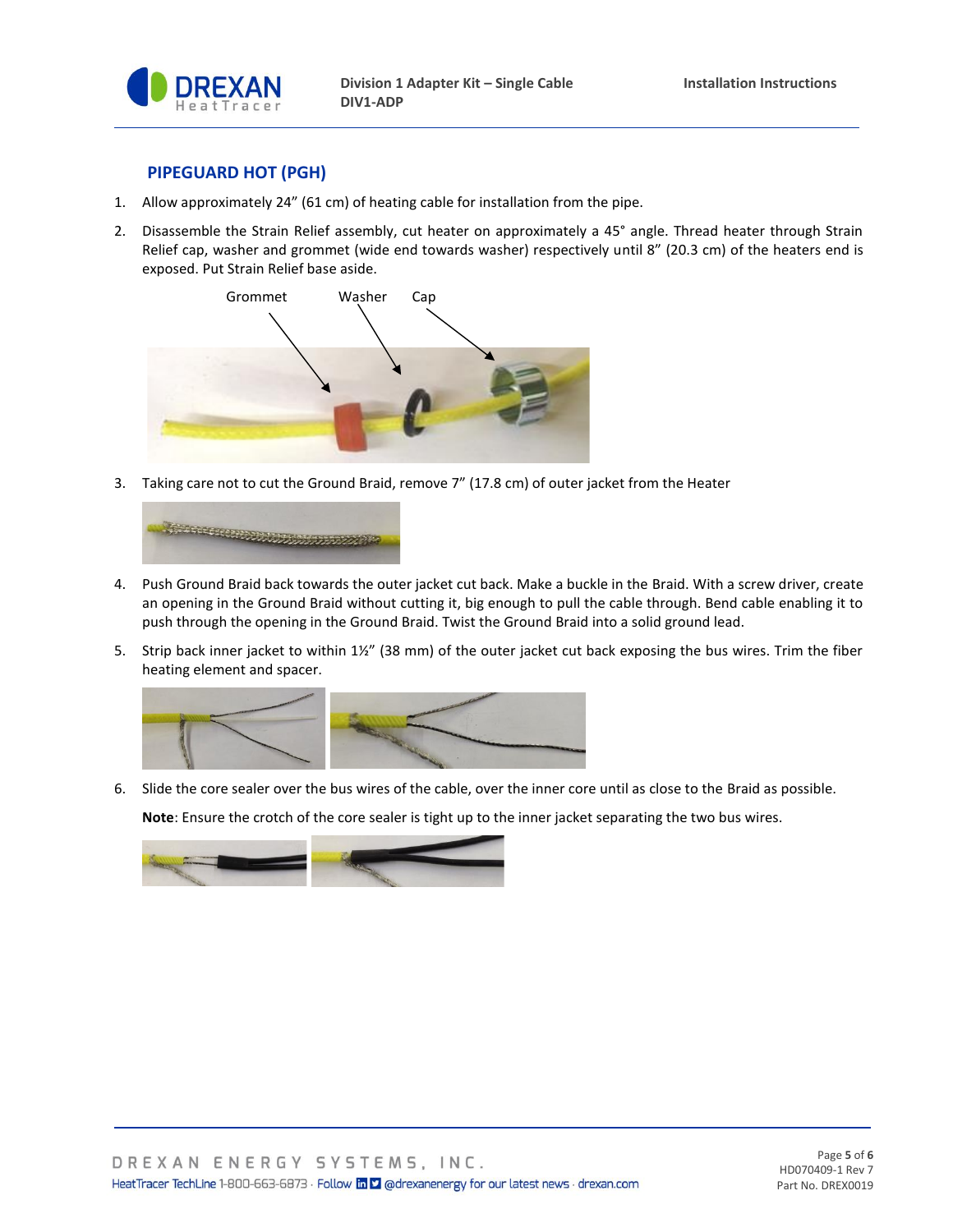## PIPEGUARD HOT (PGH)

1. Allow approximately 24" (61 cm) of heating cable for installation from the pipe.
2. Disassemble the Strain Relief assembly, cut heater on approximately a 45° angle. Thread heater through Strain Relief cap, washer and grommet (wide end towards washer) respectively until 8" (20.3 cm) of the heaters end is exposed. Put Strain Relief base aside.

   Grommet Washer Cap

3. Taking care not to cut the Ground Braid, remove 7" (17.8 cm) of outer jacket from the Heater
4. Push Ground Braid back towards the outer jacket cut back. Make a buckle in the Braid. With a screw driver, create an opening in the Ground Braid without cutting it, big enough to pull the cable through. Bend cable enabling it to push through the opening in the Ground Braid. Twist the Ground Braid into a solid ground lead.
5. Strip back inner jacket to within 1½" (38 mm) of the outer jacket cut back exposing the bus wires. Trim the fiber heating element and spacer.
6. Slide the core sealer over the bus wires of the cable, over the inner core until as close to the Braid as possible.

   **Note**: Ensure the crotch of the core sealer is tight up to the inner jacket separating the two bus wires.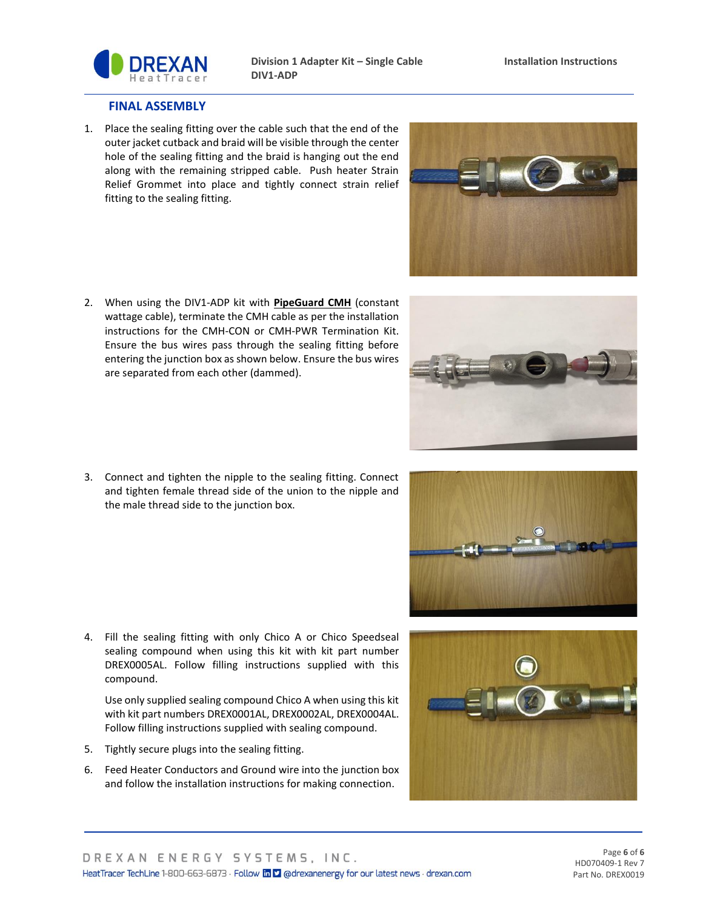## FINAL ASSEMBLY

1. Place the sealing fitting over the cable such that the end of the outer jacket cutback and braid will be visible through the center hole of the sealing fitting and the braid is hanging out the end along with the remaining stripped cable. Push heater Strain Relief Grommet into place and tightly connect strain relief fitting to the sealing fitting.

2. When using the DIV1-ADP kit with **PipeGuard CMH** (constant wattage cable), terminate the CMH cable as per the installation instructions for the CMH-CON or CMH-PWR Termination Kit. Ensure the bus wires pass through the sealing fitting before entering the junction box as shown below. Ensure the bus wires are separated from each other (dammed).

3. Connect and tighten the nipple to the sealing fitting. Connect and tighten female thread side of the union to the nipple and the male thread side to the junction box.

4. Fill the sealing fitting with only Chico A or Chico Speedseal sealing compound when using this kit with kit part number DREX0005AL. Follow filling instructions supplied with this compound.

   Use only supplied sealing compound Chico A when using this kit with kit part numbers DREX0001AL, DREX0002AL, DREX0004AL. Follow filling instructions supplied with sealing compound.

5. Tightly secure plugs into the sealing fitting.

6. Feed Heater Conductors and Ground wire into the junction box and follow the installation instructions for making connection.